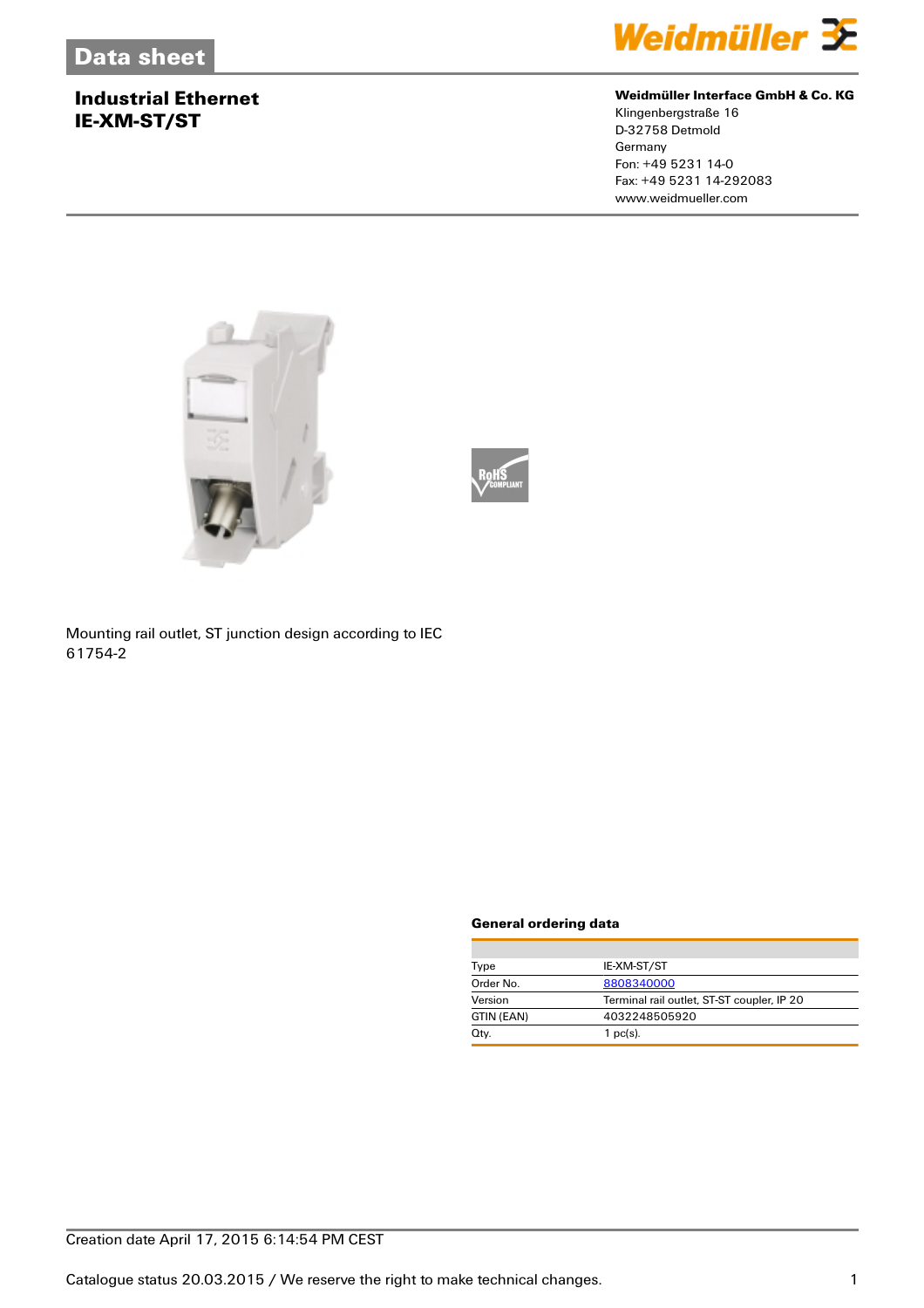# Data sheet

## Industrial Ethernet
## IE-XM-ST/ST

**Weidmüller Interface GmbH & Co. KG**
Klingenbergstraße 16
D-32758 Detmold
Germany
Fon: +49 5231 14-0
Fax: +49 5231 14-292083
www.weidmueller.com

Mounting rail outlet, ST junction design according to IEC 61754-2

### General ordering data

| | |
|---|---|
| Type | IE-XM-ST/ST |
| Order No. | 8808340000 |
| Version | Terminal rail outlet, ST-ST coupler, IP 20 |
| GTIN (EAN) | 4032248505920 |
| Qty. | 1 pc(s). |

Creation date April 17, 2015 6:14:54 PM CEST

Catalogue status 20.03.2015 / We reserve the right to make technical changes.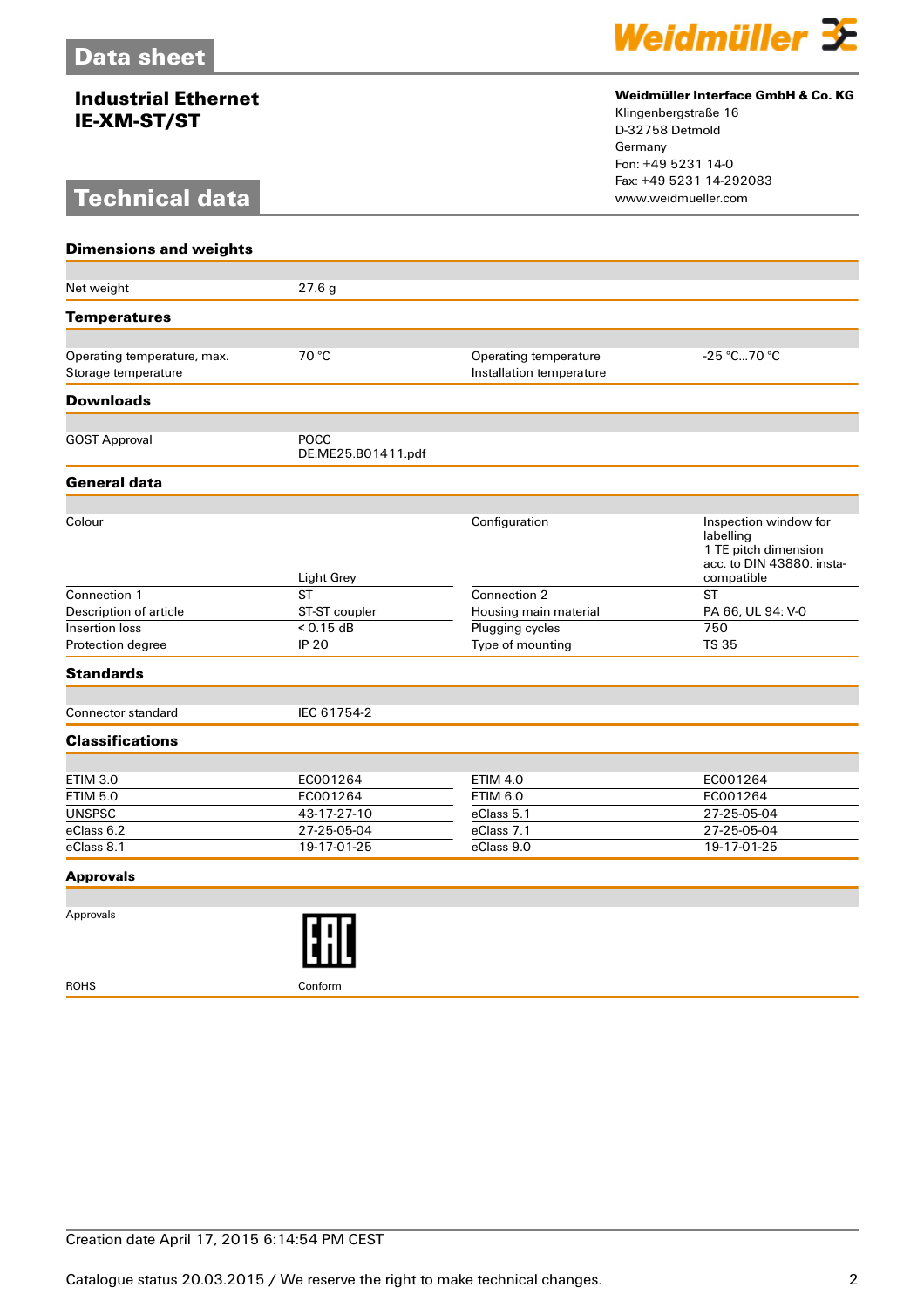# Data sheet

**Industrial Ethernet**
**IE-XM-ST/ST**

**Weidmüller Interface GmbH & Co. KG**
Klingenbergstraße 16
D-32758 Detmold
Germany
Fon: +49 5231 14-0
Fax: +49 5231 14-292083
www.weidmueller.com

# Technical data

## Dimensions and weights

| | | | |
|---|---|---|---|
| Net weight | 27.6 g | | |

## Temperatures

| | | | |
|---|---|---|---|
| Operating temperature, max. | 70 °C | Operating temperature | -25 °C...70 °C |
| Storage temperature | | Installation temperature | |

## Downloads

| | | | |
|---|---|---|---|
| GOST Approval | POCC DE.ME25.B01411.pdf | | |

## General data

| | | | |
|---|---|---|---|
| Colour | Light Grey | Configuration | Inspection window for labelling 1 TE pitch dimension acc. to DIN 43880. insta-compatible |
| Connection 1 | ST | Connection 2 | ST |
| Description of article | ST-ST coupler | Housing main material | PA 66, UL 94: V-0 |
| Insertion loss | < 0.15 dB | Plugging cycles | 750 |
| Protection degree | IP 20 | Type of mounting | TS 35 |

## Standards

| | | | |
|---|---|---|---|
| Connector standard | IEC 61754-2 | | |

## Classifications

| | | | |
|---|---|---|---|
| ETIM 3.0 | EC001264 | ETIM 4.0 | EC001264 |
| ETIM 5.0 | EC001264 | ETIM 6.0 | EC001264 |
| UNSPSC | 43-17-27-10 | eClass 5.1 | 27-25-05-04 |
| eClass 6.2 | 27-25-05-04 | eClass 7.1 | 27-25-05-04 |
| eClass 8.1 | 19-17-01-25 | eClass 9.0 | 19-17-01-25 |

## Approvals

| | |
|---|---|
| Approvals | EAC |
| ROHS | Conform |

Creation date April 17, 2015 6:14:54 PM CEST

Catalogue status 20.03.2015 / We reserve the right to make technical changes.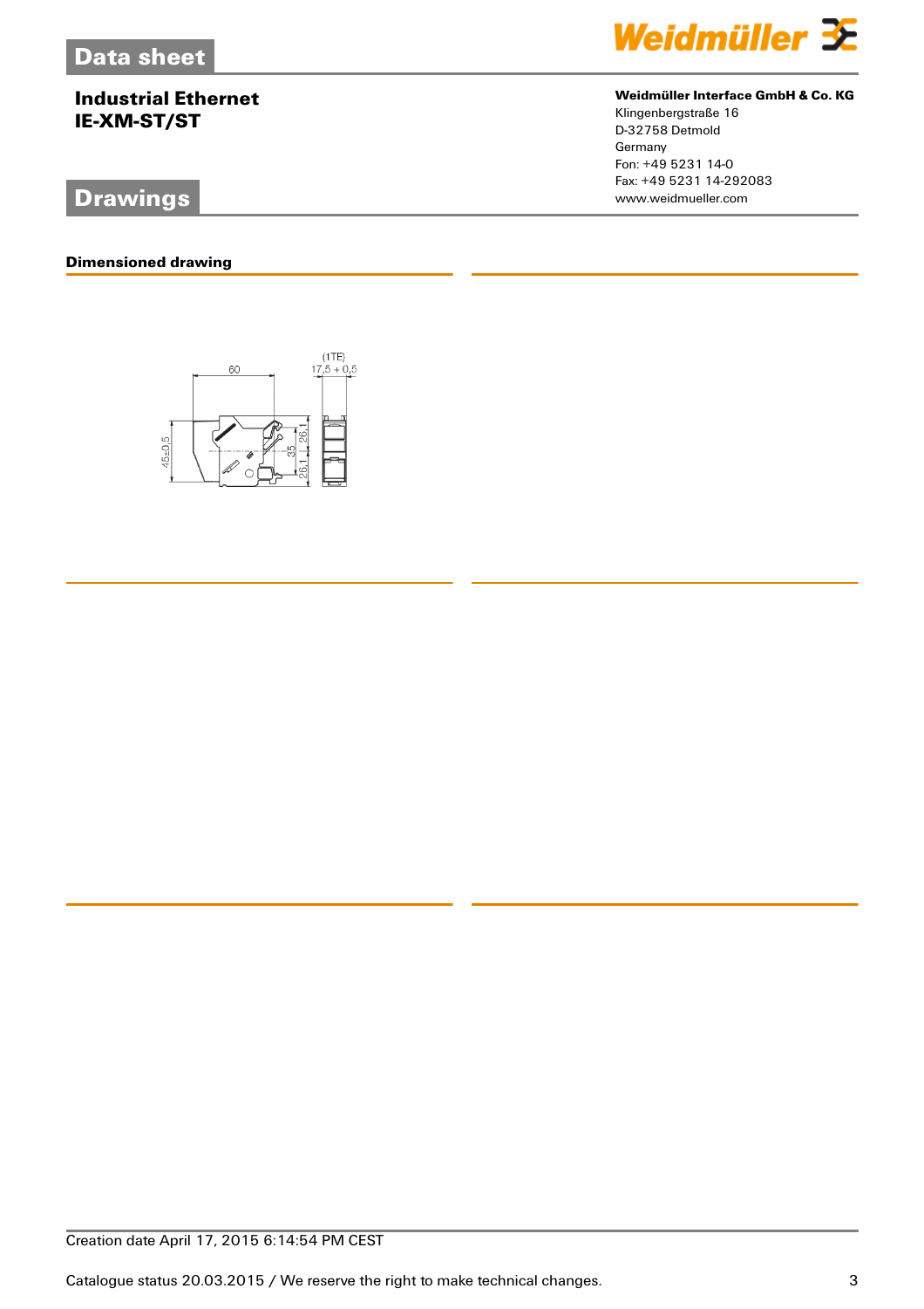# Data sheet

## Industrial Ethernet
## IE-XM-ST/ST

**Weidmüller Interface GmbH & Co. KG**
Klingenbergstraße 16
D-32758 Detmold
Germany
Fon: +49 5231 14-0
Fax: +49 5231 14-292083
www.weidmueller.com

# Drawings

### Dimensioned drawing

60
(1TE)
17,5 + 0,5
45±0,5
26,1
35
26,1

Creation date April 17, 2015 6:14:54 PM CEST

Catalogue status 20.03.2015 / We reserve the right to make technical changes.